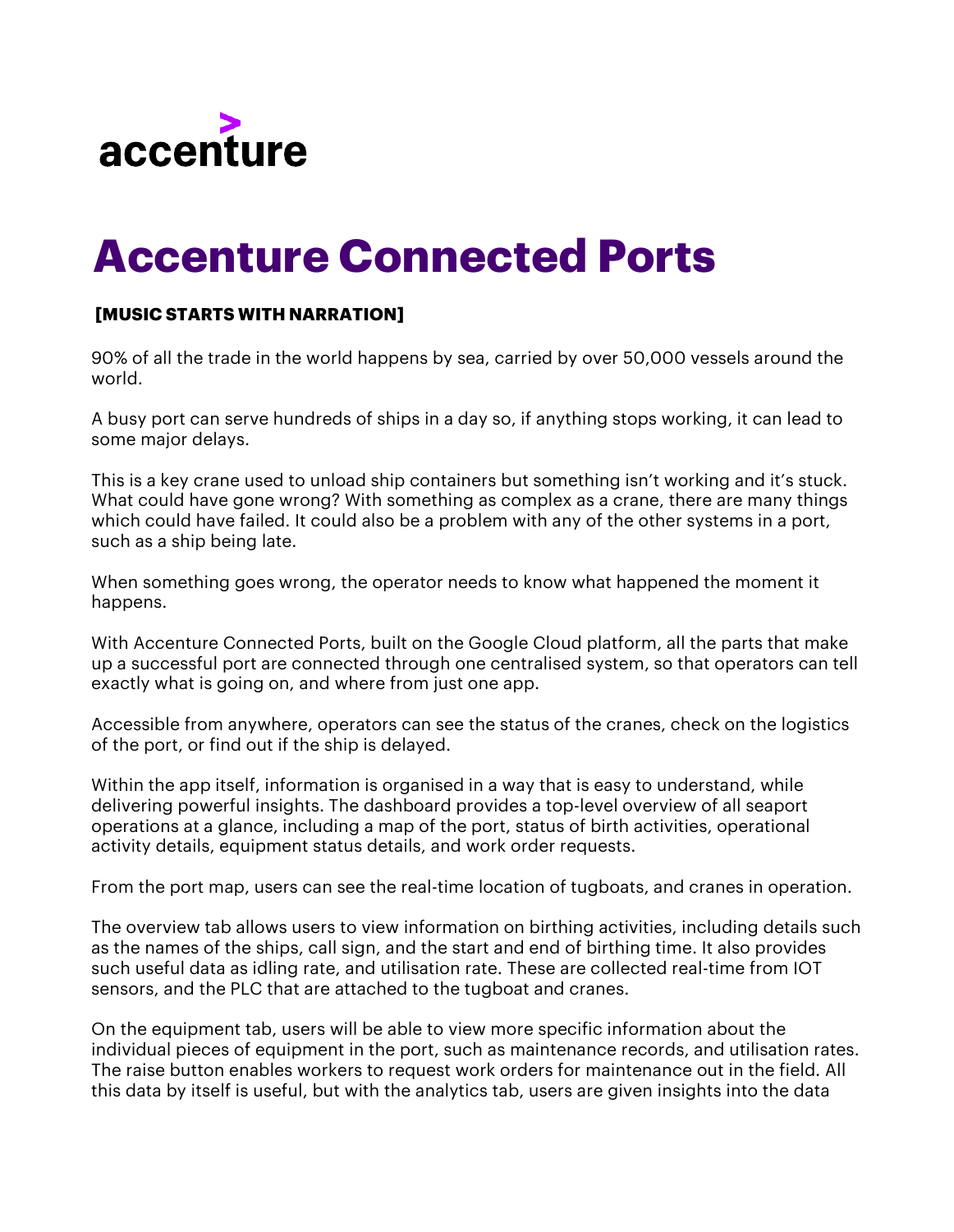accenture

# Accenture Connected Ports

**[MUSIC STARTS WITH NARRATION]**

90% of all the trade in the world happens by sea, carried by over 50,000 vessels around the world.

A busy port can serve hundreds of ships in a day so, if anything stops working, it can lead to some major delays.

This is a key crane used to unload ship containers but something isn't working and it's stuck. What could have gone wrong? With something as complex as a crane, there are many things which could have failed. It could also be a problem with any of the other systems in a port, such as a ship being late.

When something goes wrong, the operator needs to know what happened the moment it happens.

With Accenture Connected Ports, built on the Google Cloud platform, all the parts that make up a successful port are connected through one centralised system, so that operators can tell exactly what is going on, and where from just one app.

Accessible from anywhere, operators can see the status of the cranes, check on the logistics of the port, or find out if the ship is delayed.

Within the app itself, information is organised in a way that is easy to understand, while delivering powerful insights. The dashboard provides a top-level overview of all seaport operations at a glance, including a map of the port, status of birth activities, operational activity details, equipment status details, and work order requests.

From the port map, users can see the real-time location of tugboats, and cranes in operation.

The overview tab allows users to view information on birthing activities, including details such as the names of the ships, call sign, and the start and end of birthing time. It also provides such useful data as idling rate, and utilisation rate. These are collected real-time from IOT sensors, and the PLC that are attached to the tugboat and cranes.

On the equipment tab, users will be able to view more specific information about the individual pieces of equipment in the port, such as maintenance records, and utilisation rates. The raise button enables workers to request work orders for maintenance out in the field. All this data by itself is useful, but with the analytics tab, users are given insights into the data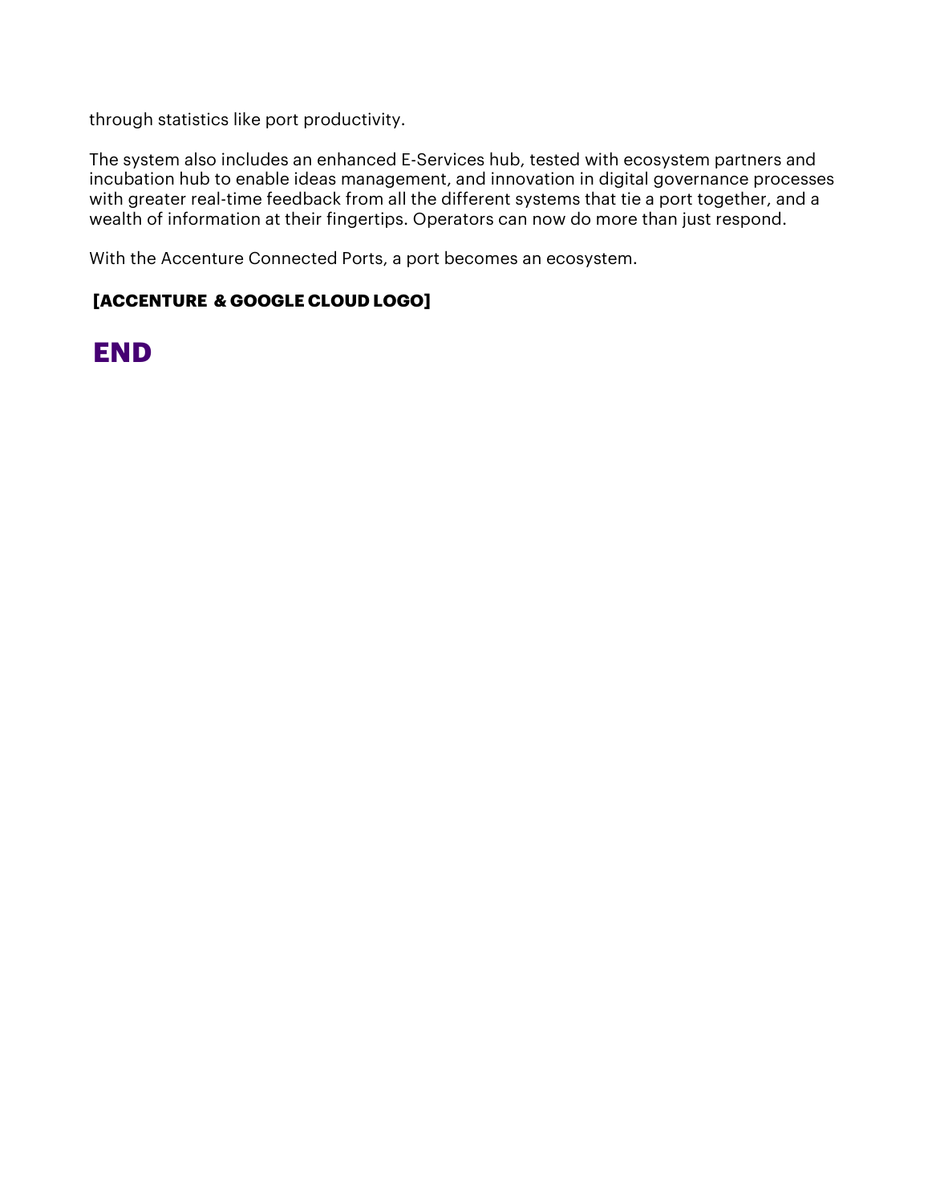through statistics like port productivity.

The system also includes an enhanced E-Services hub, tested with ecosystem partners and incubation hub to enable ideas management, and innovation in digital governance processes with greater real-time feedback from all the different systems that tie a port together, and a wealth of information at their fingertips. Operators can now do more than just respond.

With the Accenture Connected Ports, a port becomes an ecosystem.

**[ACCENTURE & GOOGLE CLOUD LOGO]**

**END**